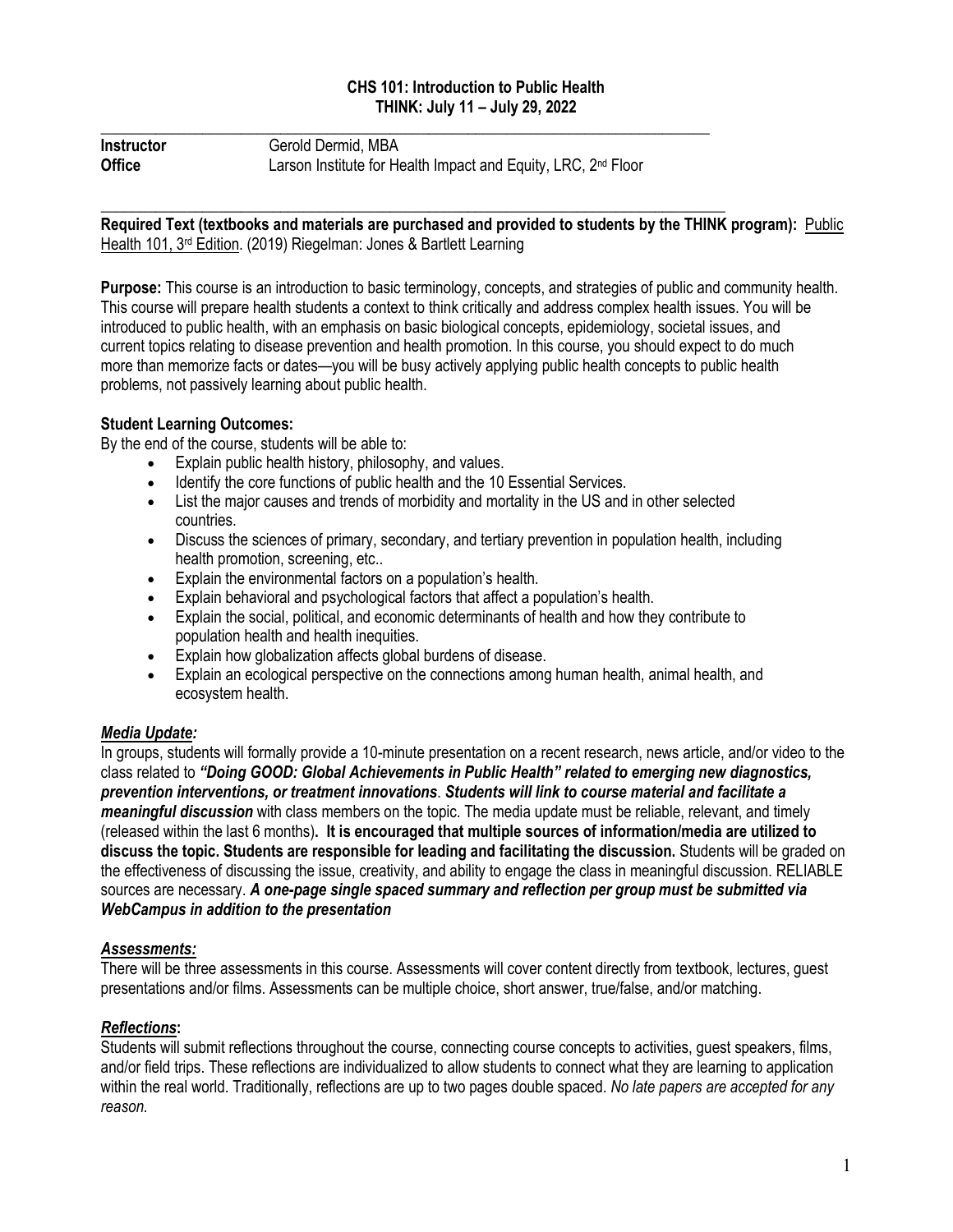**CHS 101: Introduction to Public Health**
**THINK: July 11 – July 29, 2022**

| | |
|---|---|
| **Instructor** | Gerold Dermid, MBA |
| **Office** | Larson Institute for Health Impact and Equity, LRC, 2nd Floor |

**Required Text (textbooks and materials are purchased and provided to students by the THINK program):** Public Health 101, 3rd Edition. (2019) Riegelman: Jones & Bartlett Learning

**Purpose:** This course is an introduction to basic terminology, concepts, and strategies of public and community health. This course will prepare health students a context to think critically and address complex health issues. You will be introduced to public health, with an emphasis on basic biological concepts, epidemiology, societal issues, and current topics relating to disease prevention and health promotion. In this course, you should expect to do much more than memorize facts or dates—you will be busy actively applying public health concepts to public health problems, not passively learning about public health.

**Student Learning Outcomes:**

By the end of the course, students will be able to:

- Explain public health history, philosophy, and values.
- Identify the core functions of public health and the 10 Essential Services.
- List the major causes and trends of morbidity and mortality in the US and in other selected countries.
- Discuss the sciences of primary, secondary, and tertiary prevention in population health, including health promotion, screening, etc..
- Explain the environmental factors on a population's health.
- Explain behavioral and psychological factors that affect a population's health.
- Explain the social, political, and economic determinants of health and how they contribute to population health and health inequities.
- Explain how globalization affects global burdens of disease.
- Explain an ecological perspective on the connections among human health, animal health, and ecosystem health.

***Media Update:***

In groups, students will formally provide a 10-minute presentation on a recent research, news article, and/or video to the class related to ***"Doing GOOD: Global Achievements in Public Health" related to emerging new diagnostics, prevention interventions, or treatment innovations***. ***Students will link to course material and facilitate a meaningful discussion*** with class members on the topic. The media update must be reliable, relevant, and timely (released within the last 6 months)**. It is encouraged that multiple sources of information/media are utilized to discuss the topic. Students are responsible for leading and facilitating the discussion.** Students will be graded on the effectiveness of discussing the issue, creativity, and ability to engage the class in meaningful discussion. RELIABLE sources are necessary. ***A one-page single spaced summary and reflection per group must be submitted via WebCampus in addition to the presentation***

***Assessments:***

There will be three assessments in this course. Assessments will cover content directly from textbook, lectures, guest presentations and/or films. Assessments can be multiple choice, short answer, true/false, and/or matching.

***Reflections*:**

Students will submit reflections throughout the course, connecting course concepts to activities, guest speakers, films, and/or field trips. These reflections are individualized to allow students to connect what they are learning to application within the real world. Traditionally, reflections are up to two pages double spaced. *No late papers are accepted for any reason.*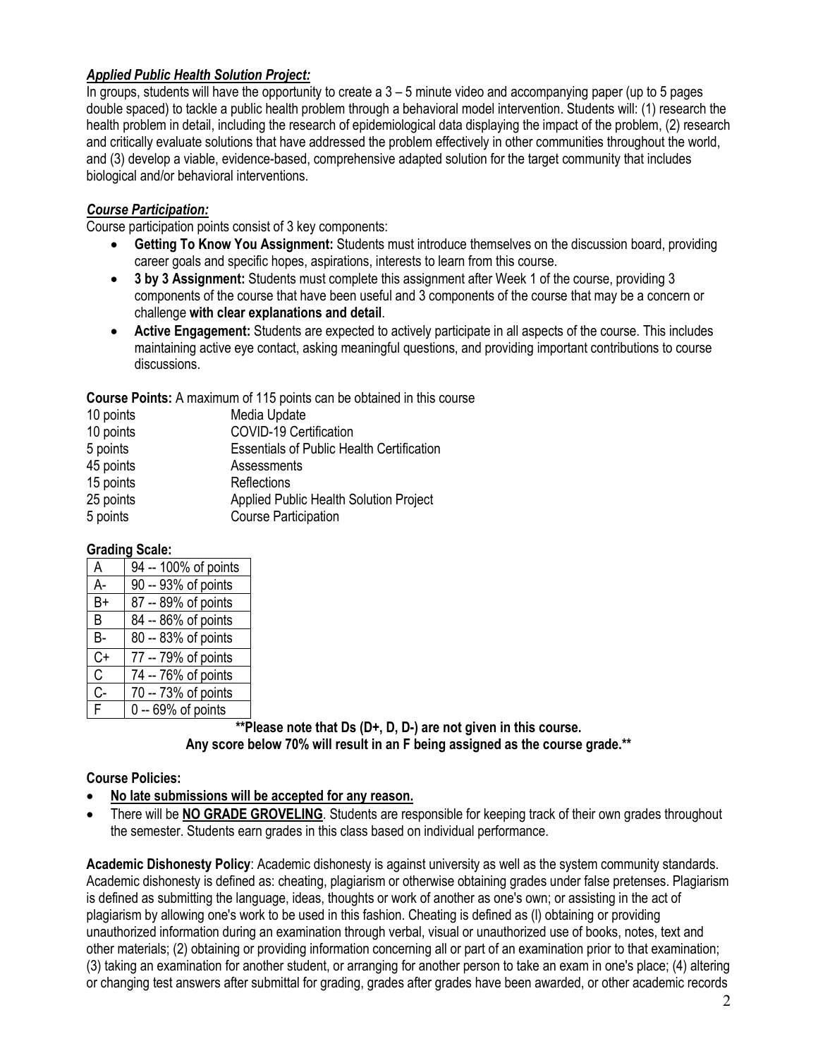***Applied Public Health Solution Project:***

In groups, students will have the opportunity to create a 3 – 5 minute video and accompanying paper (up to 5 pages double spaced) to tackle a public health problem through a behavioral model intervention. Students will: (1) research the health problem in detail, including the research of epidemiological data displaying the impact of the problem, (2) research and critically evaluate solutions that have addressed the problem effectively in other communities throughout the world, and (3) develop a viable, evidence-based, comprehensive adapted solution for the target community that includes biological and/or behavioral interventions.

***Course Participation:***

Course participation points consist of 3 key components:

- **Getting To Know You Assignment:** Students must introduce themselves on the discussion board, providing career goals and specific hopes, aspirations, interests to learn from this course.
- **3 by 3 Assignment:** Students must complete this assignment after Week 1 of the course, providing 3 components of the course that have been useful and 3 components of the course that may be a concern or challenge **with clear explanations and detail**.
- **Active Engagement:** Students are expected to actively participate in all aspects of the course. This includes maintaining active eye contact, asking meaningful questions, and providing important contributions to course discussions.

**Course Points:** A maximum of 115 points can be obtained in this course

| | |
|---|---|
| 10 points | Media Update |
| 10 points | COVID-19 Certification |
| 5 points | Essentials of Public Health Certification |
| 45 points | Assessments |
| 15 points | Reflections |
| 25 points | Applied Public Health Solution Project |
| 5 points | Course Participation |

**Grading Scale:**

| | |
|---|---|
| A | 94 -- 100% of points |
| A- | 90 -- 93% of points |
| B+ | 87 -- 89% of points |
| B | 84 -- 86% of points |
| B- | 80 -- 83% of points |
| C+ | 77 -- 79% of points |
| C | 74 -- 76% of points |
| C- | 70 -- 73% of points |
| F | 0 -- 69% of points |

**\*\*Please note that Ds (D+, D, D-) are not given in this course. Any score below 70% will result in an F being assigned as the course grade.\*\***

**Course Policies:**

- **<u>No late submissions will be accepted for any reason.</u>**
- There will be **<u>NO GRADE GROVELING</u>**. Students are responsible for keeping track of their own grades throughout the semester. Students earn grades in this class based on individual performance.

**Academic Dishonesty Policy**: Academic dishonesty is against university as well as the system community standards. Academic dishonesty is defined as: cheating, plagiarism or otherwise obtaining grades under false pretenses. Plagiarism is defined as submitting the language, ideas, thoughts or work of another as one's own; or assisting in the act of plagiarism by allowing one's work to be used in this fashion. Cheating is defined as (l) obtaining or providing unauthorized information during an examination through verbal, visual or unauthorized use of books, notes, text and other materials; (2) obtaining or providing information concerning all or part of an examination prior to that examination; (3) taking an examination for another student, or arranging for another person to take an exam in one's place; (4) altering or changing test answers after submittal for grading, grades after grades have been awarded, or other academic records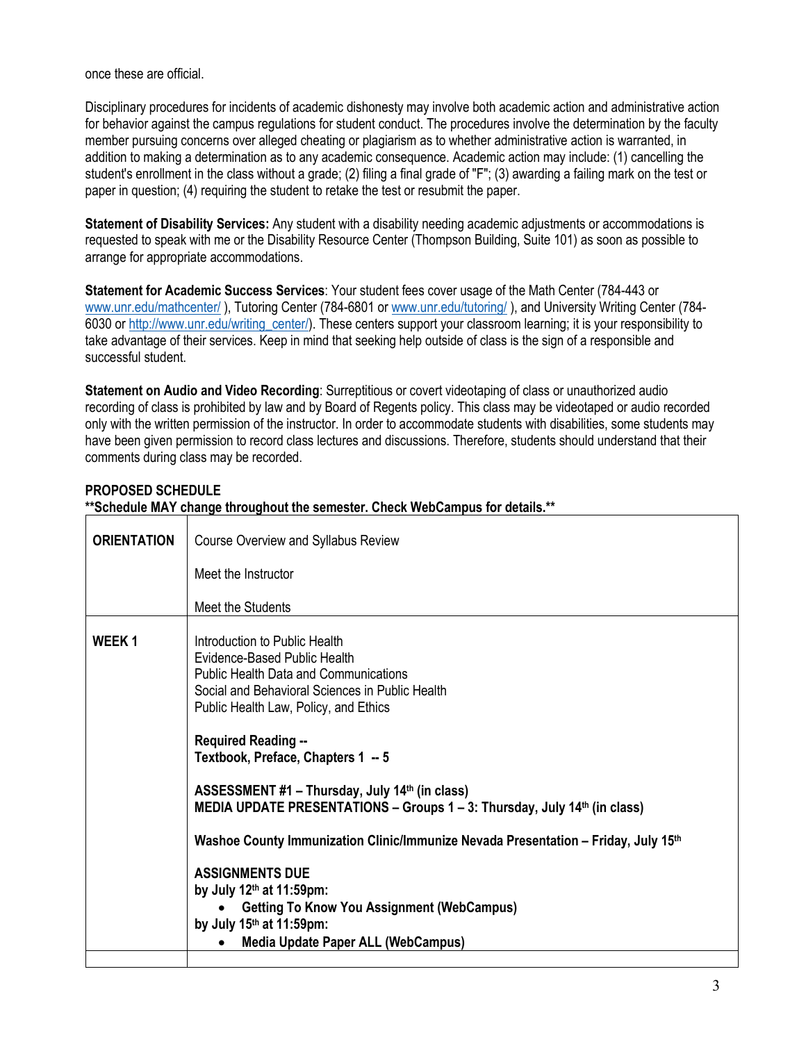once these are official.

Disciplinary procedures for incidents of academic dishonesty may involve both academic action and administrative action for behavior against the campus regulations for student conduct. The procedures involve the determination by the faculty member pursuing concerns over alleged cheating or plagiarism as to whether administrative action is warranted, in addition to making a determination as to any academic consequence. Academic action may include: (1) cancelling the student's enrollment in the class without a grade; (2) filing a final grade of "F"; (3) awarding a failing mark on the test or paper in question; (4) requiring the student to retake the test or resubmit the paper.

**Statement of Disability Services:** Any student with a disability needing academic adjustments or accommodations is requested to speak with me or the Disability Resource Center (Thompson Building, Suite 101) as soon as possible to arrange for appropriate accommodations.

**Statement for Academic Success Services**: Your student fees cover usage of the Math Center (784-443 or www.unr.edu/mathcenter/ ), Tutoring Center (784-6801 or www.unr.edu/tutoring/ ), and University Writing Center (784-6030 or http://www.unr.edu/writing_center/). These centers support your classroom learning; it is your responsibility to take advantage of their services. Keep in mind that seeking help outside of class is the sign of a responsible and successful student.

**Statement on Audio and Video Recording**: Surreptitious or covert videotaping of class or unauthorized audio recording of class is prohibited by law and by Board of Regents policy. This class may be videotaped or audio recorded only with the written permission of the instructor. In order to accommodate students with disabilities, some students may have been given permission to record class lectures and discussions. Therefore, students should understand that their comments during class may be recorded.

**PROPOSED SCHEDULE**
**\*\*Schedule MAY change throughout the semester. Check WebCampus for details.\*\***

| | |
|---|---|
| **ORIENTATION** | Course Overview and Syllabus Review<br><br>Meet the Instructor<br><br>Meet the Students |
| **WEEK 1** | Introduction to Public Health<br>Evidence-Based Public Health<br>Public Health Data and Communications<br>Social and Behavioral Sciences in Public Health<br>Public Health Law, Policy, and Ethics<br><br>**Required Reading --**<br>**Textbook, Preface, Chapters 1 -- 5**<br><br>**ASSESSMENT #1 – Thursday, July 14th (in class)**<br>**MEDIA UPDATE PRESENTATIONS – Groups 1 – 3: Thursday, July 14th (in class)**<br><br>**Washoe County Immunization Clinic/Immunize Nevada Presentation – Friday, July 15th**<br><br>**ASSIGNMENTS DUE**<br>**by July 12th at 11:59pm:**<br>• **Getting To Know You Assignment (WebCampus)**<br>**by July 15th at 11:59pm:**<br>• **Media Update Paper ALL (WebCampus)** |
| | |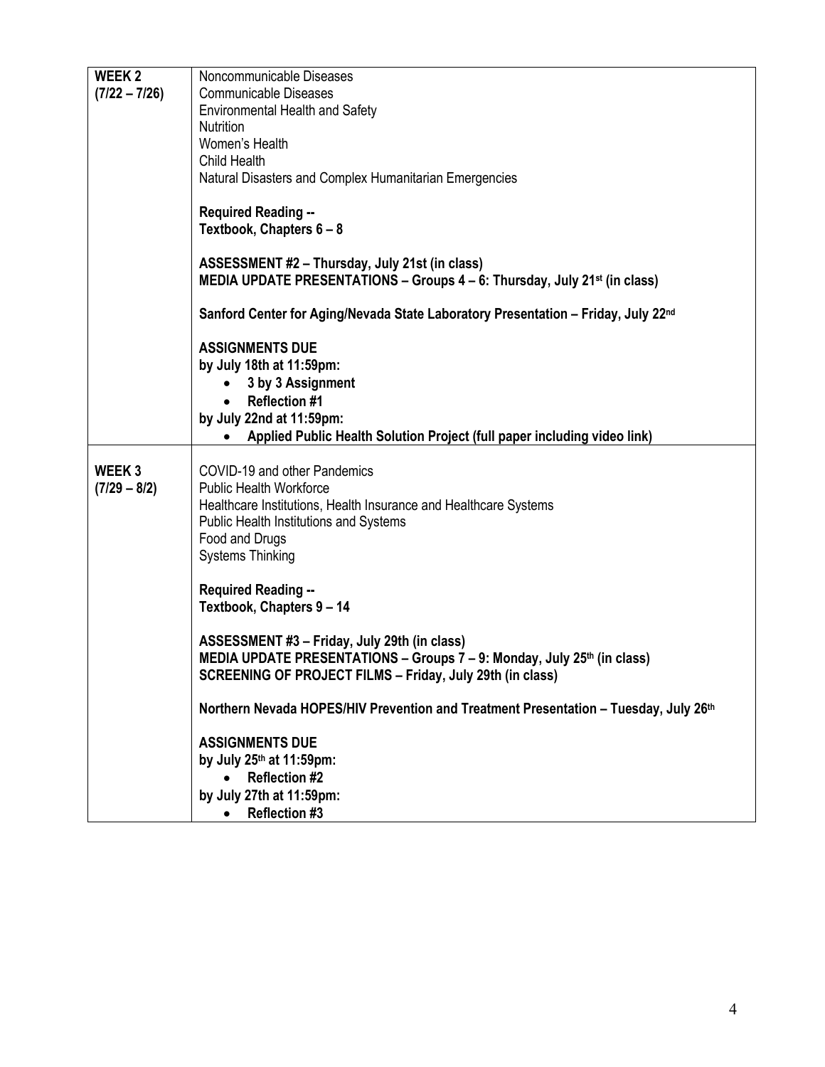| | |
|---|---|
| **WEEK 2**<br>**(7/22 – 7/26)** | Noncommunicable Diseases<br>Communicable Diseases<br>Environmental Health and Safety<br>Nutrition<br>Women's Health<br>Child Health<br>Natural Disasters and Complex Humanitarian Emergencies<br><br>**Required Reading --**<br>**Textbook, Chapters 6 – 8**<br><br>**ASSESSMENT #2 – Thursday, July 21st (in class)**<br>**MEDIA UPDATE PRESENTATIONS – Groups 4 – 6: Thursday, July 21st (in class)**<br><br>**Sanford Center for Aging/Nevada State Laboratory Presentation – Friday, July 22nd**<br><br>**ASSIGNMENTS DUE**<br>**by July 18th at 11:59pm:**<br>• **3 by 3 Assignment**<br>• **Reflection #1**<br>**by July 22nd at 11:59pm:**<br>• **Applied Public Health Solution Project (full paper including video link)** |
| **WEEK 3**<br>**(7/29 – 8/2)** | COVID-19 and other Pandemics<br>Public Health Workforce<br>Healthcare Institutions, Health Insurance and Healthcare Systems<br>Public Health Institutions and Systems<br>Food and Drugs<br>Systems Thinking<br><br>**Required Reading --**<br>**Textbook, Chapters 9 – 14**<br><br>**ASSESSMENT #3 – Friday, July 29th (in class)**<br>**MEDIA UPDATE PRESENTATIONS – Groups 7 – 9: Monday, July 25th (in class)**<br>**SCREENING OF PROJECT FILMS – Friday, July 29th (in class)**<br><br>**Northern Nevada HOPES/HIV Prevention and Treatment Presentation – Tuesday, July 26th**<br><br>**ASSIGNMENTS DUE**<br>**by July 25th at 11:59pm:**<br>• **Reflection #2**<br>**by July 27th at 11:59pm:**<br>• **Reflection #3** |